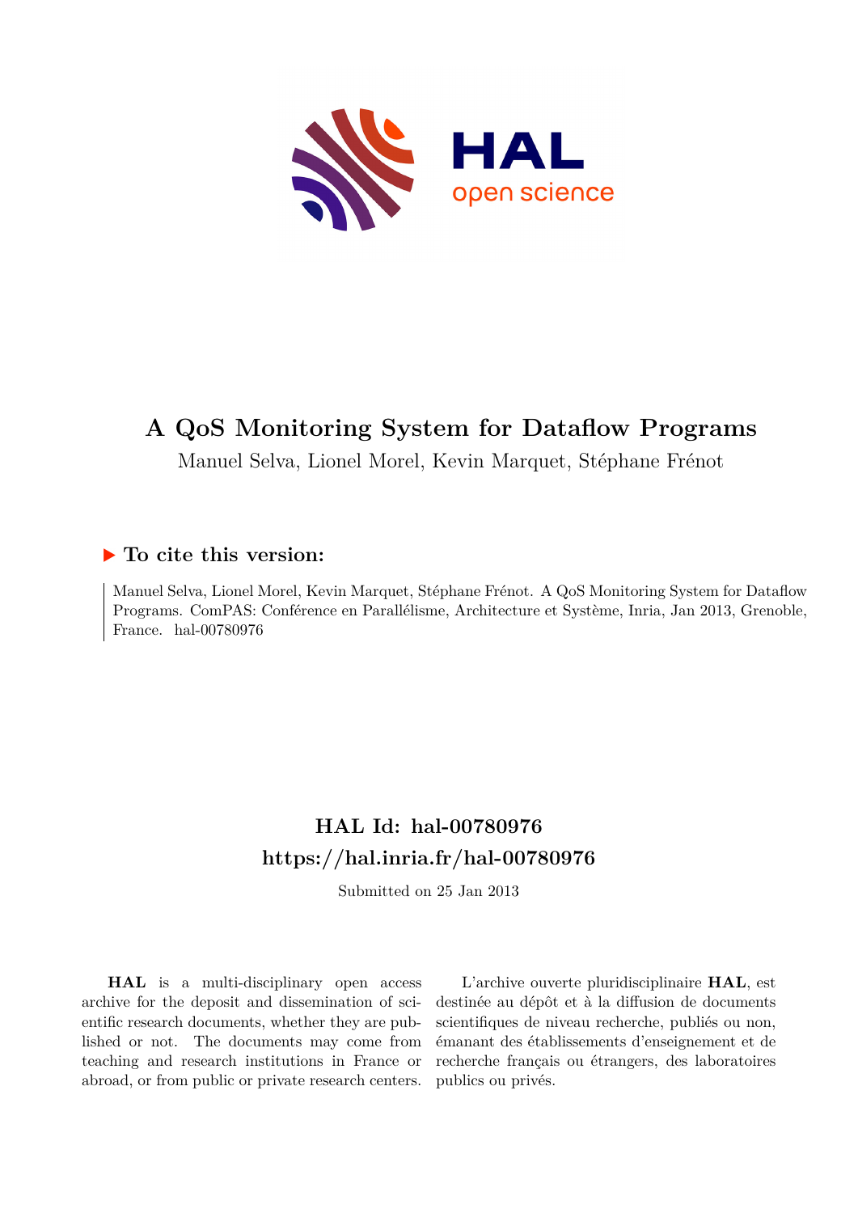# A QoS Monitoring System for Dataflow Programs

Manuel Selva, Lionel Morel, Kevin Marquet, Stéphane Frénot

## ▶ To cite this version:

Manuel Selva, Lionel Morel, Kevin Marquet, Stéphane Frénot. A QoS Monitoring System for Dataflow Programs. ComPAS: Conférence en Parallélisme, Architecture et Système, Inria, Jan 2013, Grenoble, France. hal-00780976

## HAL Id: hal-00780976
## https://hal.inria.fr/hal-00780976

Submitted on 25 Jan 2013

**HAL** is a multi-disciplinary open access archive for the deposit and dissemination of scientific research documents, whether they are published or not. The documents may come from teaching and research institutions in France or abroad, or from public or private research centers.

L'archive ouverte pluridisciplinaire **HAL**, est destinée au dépôt et à la diffusion de documents scientifiques de niveau recherche, publiés ou non, émanant des établissements d'enseignement et de recherche français ou étrangers, des laboratoires publics ou privés.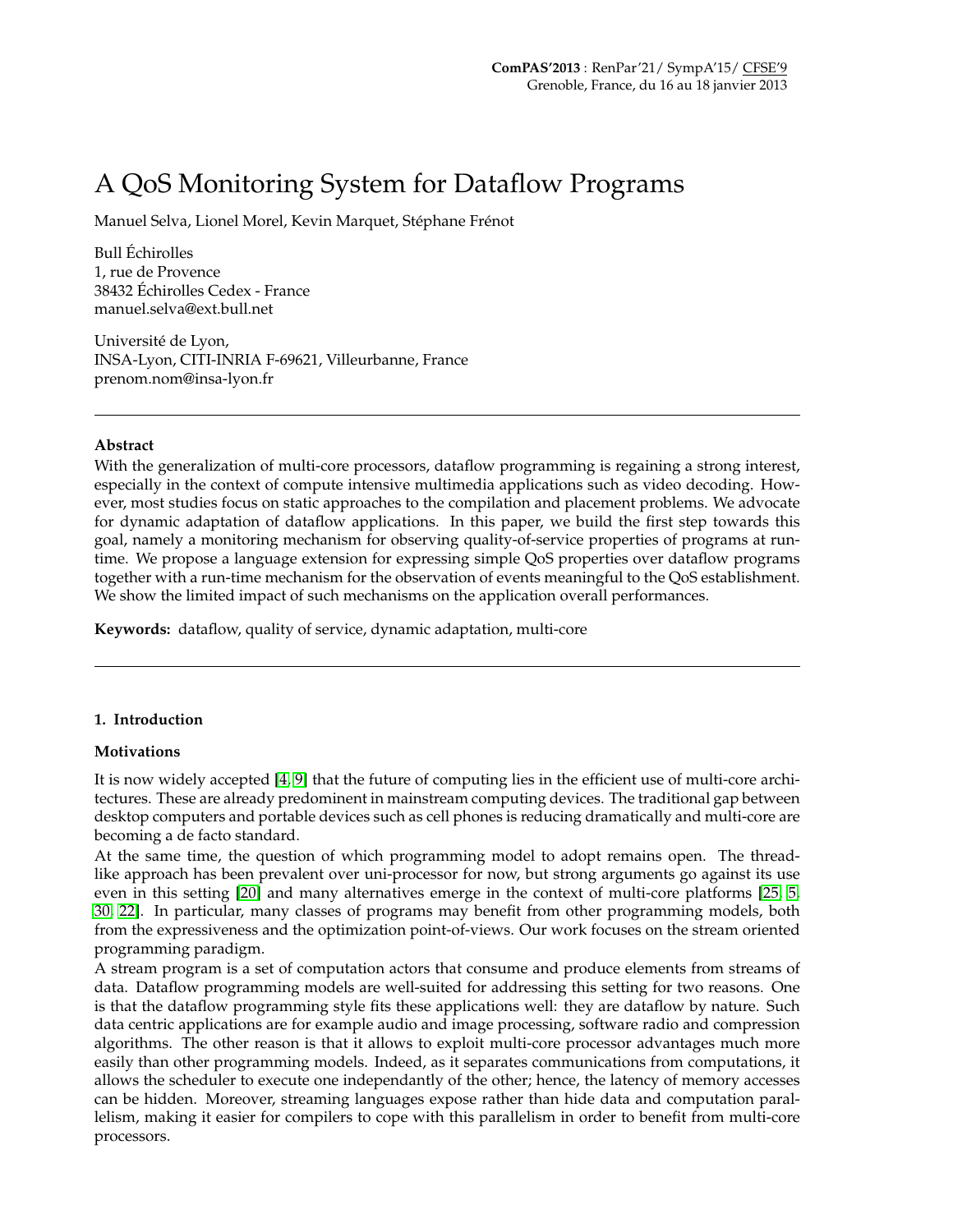# A QoS Monitoring System for Dataflow Programs

Manuel Selva, Lionel Morel, Kevin Marquet, Stéphane Frénot

Bull Échirolles
1, rue de Provence
38432 Échirolles Cedex - France
manuel.selva@ext.bull.net

Université de Lyon,
INSA-Lyon, CITI-INRIA F-69621, Villeurbanne, France
prenom.nom@insa-lyon.fr

---

**Abstract**

With the generalization of multi-core processors, dataflow programming is regaining a strong interest, especially in the context of compute intensive multimedia applications such as video decoding. However, most studies focus on static approaches to the compilation and placement problems. We advocate for dynamic adaptation of dataflow applications. In this paper, we build the first step towards this goal, namely a monitoring mechanism for observing quality-of-service properties of programs at runtime. We propose a language extension for expressing simple QoS properties over dataflow programs together with a run-time mechanism for the observation of events meaningful to the QoS establishment. We show the limited impact of such mechanisms on the application overall performances.

**Keywords:** dataflow, quality of service, dynamic adaptation, multi-core

---

## 1. Introduction

### Motivations

It is now widely accepted [4, 9] that the future of computing lies in the efficient use of multi-core architectures. These are already predominent in mainstream computing devices. The traditional gap between desktop computers and portable devices such as cell phones is reducing dramatically and multi-core are becoming a de facto standard.

At the same time, the question of which programming model to adopt remains open. The thread-like approach has been prevalent over uni-processor for now, but strong arguments go against its use even in this setting [20] and many alternatives emerge in the context of multi-core platforms [25, 5, 30, 22]. In particular, many classes of programs may benefit from other programming models, both from the expressiveness and the optimization point-of-views. Our work focuses on the stream oriented programming paradigm.

A stream program is a set of computation actors that consume and produce elements from streams of data. Dataflow programming models are well-suited for addressing this setting for two reasons. One is that the dataflow programming style fits these applications well: they are dataflow by nature. Such data centric applications are for example audio and image processing, software radio and compression algorithms. The other reason is that it allows to exploit multi-core processor advantages much more easily than other programming models. Indeed, as it separates communications from computations, it allows the scheduler to execute one independantly of the other; hence, the latency of memory accesses can be hidden. Moreover, streaming languages expose rather than hide data and computation parallelism, making it easier for compilers to cope with this parallelism in order to benefit from multi-core processors.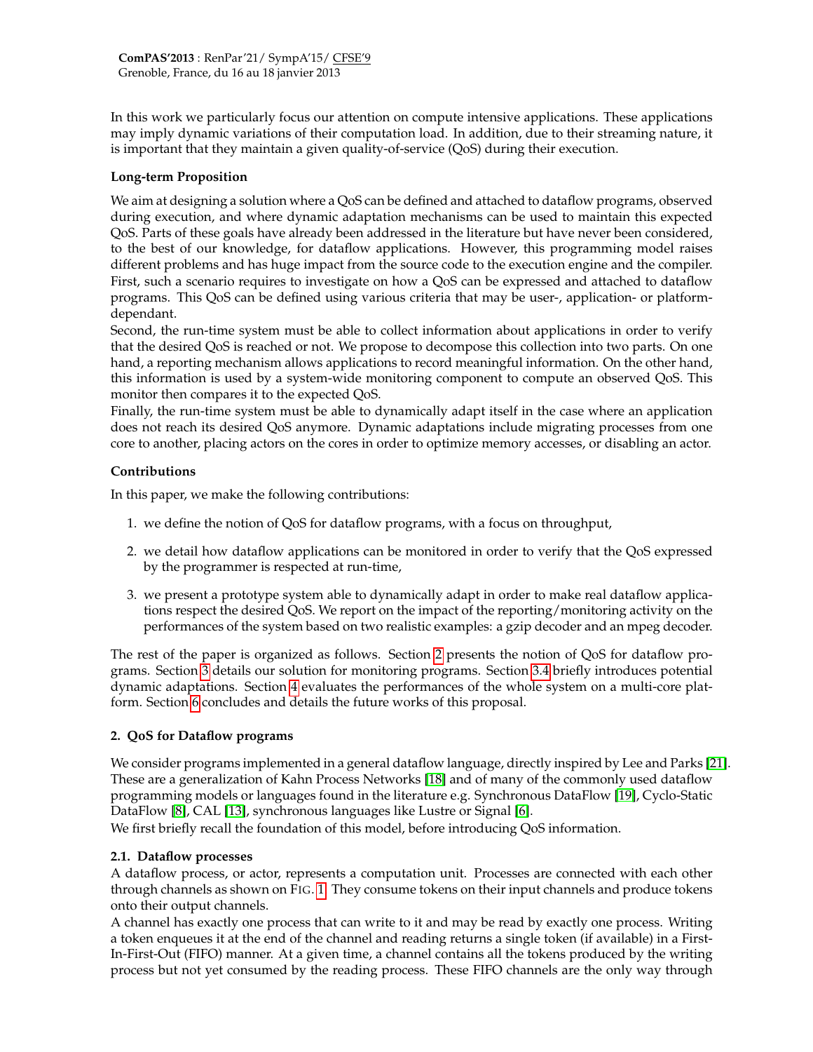In this work we particularly focus our attention on compute intensive applications. These applications may imply dynamic variations of their computation load. In addition, due to their streaming nature, it is important that they maintain a given quality-of-service (QoS) during their execution.

**Long-term Proposition**

We aim at designing a solution where a QoS can be defined and attached to dataflow programs, observed during execution, and where dynamic adaptation mechanisms can be used to maintain this expected QoS. Parts of these goals have already been addressed in the literature but have never been considered, to the best of our knowledge, for dataflow applications. However, this programming model raises different problems and has huge impact from the source code to the execution engine and the compiler. First, such a scenario requires to investigate on how a QoS can be expressed and attached to dataflow programs. This QoS can be defined using various criteria that may be user-, application- or platform-dependant.

Second, the run-time system must be able to collect information about applications in order to verify that the desired QoS is reached or not. We propose to decompose this collection into two parts. On one hand, a reporting mechanism allows applications to record meaningful information. On the other hand, this information is used by a system-wide monitoring component to compute an observed QoS. This monitor then compares it to the expected QoS.

Finally, the run-time system must be able to dynamically adapt itself in the case where an application does not reach its desired QoS anymore. Dynamic adaptations include migrating processes from one core to another, placing actors on the cores in order to optimize memory accesses, or disabling an actor.

**Contributions**

In this paper, we make the following contributions:

1. we define the notion of QoS for dataflow programs, with a focus on throughput,
2. we detail how dataflow applications can be monitored in order to verify that the QoS expressed by the programmer is respected at run-time,
3. we present a prototype system able to dynamically adapt in order to make real dataflow applications respect the desired QoS. We report on the impact of the reporting/monitoring activity on the performances of the system based on two realistic examples: a gzip decoder and an mpeg decoder.

The rest of the paper is organized as follows. Section 2 presents the notion of QoS for dataflow programs. Section 3 details our solution for monitoring programs. Section 3.4 briefly introduces potential dynamic adaptations. Section 4 evaluates the performances of the whole system on a multi-core platform. Section 6 concludes and details the future works of this proposal.

## 2. QoS for Dataflow programs

We consider programs implemented in a general dataflow language, directly inspired by Lee and Parks [21]. These are a generalization of Kahn Process Networks [18] and of many of the commonly used dataflow programming models or languages found in the literature e.g. Synchronous DataFlow [19], Cyclo-Static DataFlow [8], CAL [13], synchronous languages like Lustre or Signal [6].

We first briefly recall the foundation of this model, before introducing QoS information.

### 2.1. Dataflow processes

A dataflow process, or actor, represents a computation unit. Processes are connected with each other through channels as shown on FIG. 1. They consume tokens on their input channels and produce tokens onto their output channels.

A channel has exactly one process that can write to it and may be read by exactly one process. Writing a token enqueues it at the end of the channel and reading returns a single token (if available) in a First-In-First-Out (FIFO) manner. At a given time, a channel contains all the tokens produced by the writing process but not yet consumed by the reading process. These FIFO channels are the only way through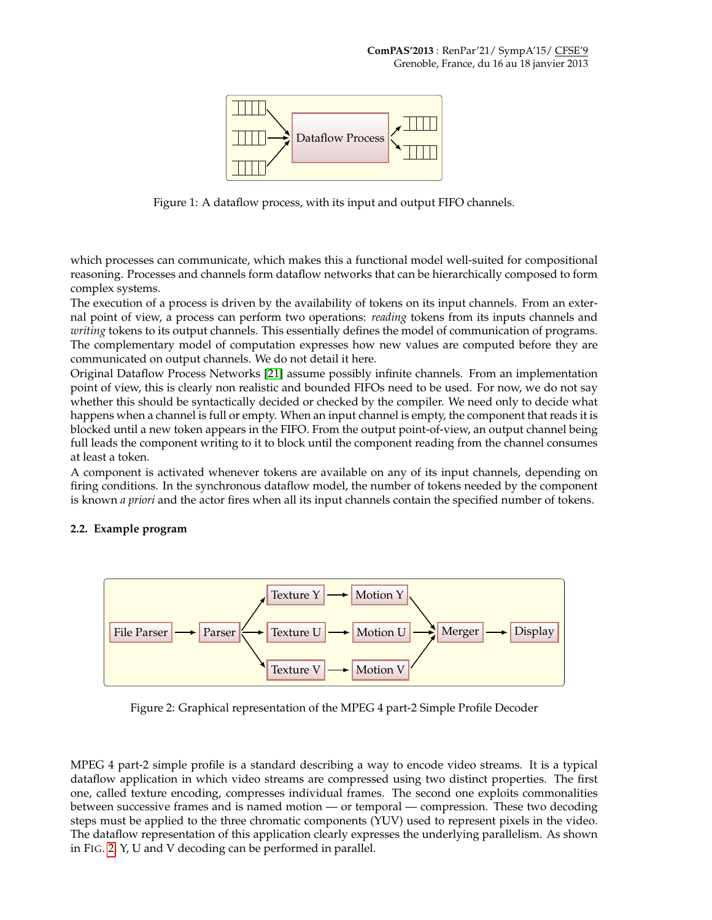Figure 1: A dataflow process, with its input and output FIFO channels.

which processes can communicate, which makes this a functional model well-suited for compositional reasoning. Processes and channels form dataflow networks that can be hierarchically composed to form complex systems.

The execution of a process is driven by the availability of tokens on its input channels. From an external point of view, a process can perform two operations: *reading* tokens from its inputs channels and *writing* tokens to its output channels. This essentially defines the model of communication of programs. The complementary model of computation expresses how new values are computed before they are communicated on output channels. We do not detail it here.

Original Dataflow Process Networks [21] assume possibly infinite channels. From an implementation point of view, this is clearly non realistic and bounded FIFOs need to be used. For now, we do not say whether this should be syntactically decided or checked by the compiler. We need only to decide what happens when a channel is full or empty. When an input channel is empty, the component that reads it is blocked until a new token appears in the FIFO. From the output point-of-view, an output channel being full leads the component writing to it to block until the component reading from the channel consumes at least a token.

A component is activated whenever tokens are available on any of its input channels, depending on firing conditions. In the synchronous dataflow model, the number of tokens needed by the component is known *a priori* and the actor fires when all its input channels contain the specified number of tokens.

### 2.2. Example program

Figure 2: Graphical representation of the MPEG 4 part-2 Simple Profile Decoder

MPEG 4 part-2 simple profile is a standard describing a way to encode video streams. It is a typical dataflow application in which video streams are compressed using two distinct properties. The first one, called texture encoding, compresses individual frames. The second one exploits commonalities between successive frames and is named motion — or temporal — compression. These two decoding steps must be applied to the three chromatic components (YUV) used to represent pixels in the video. The dataflow representation of this application clearly expresses the underlying parallelism. As shown in Fig. 2, Y, U and V decoding can be performed in parallel.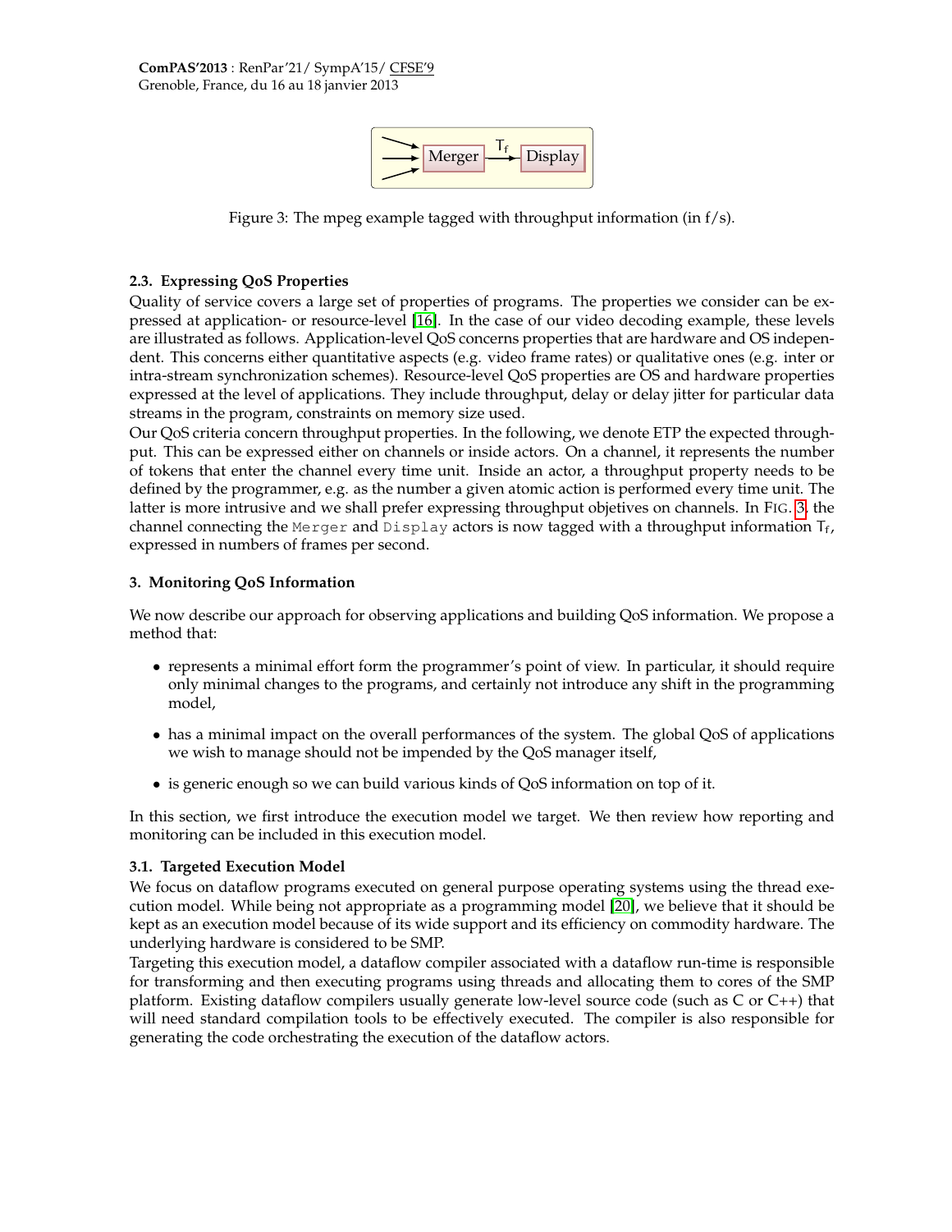Figure 3: The mpeg example tagged with throughput information (in f/s).

### 2.3. Expressing QoS Properties

Quality of service covers a large set of properties of programs. The properties we consider can be expressed at application- or resource-level [16]. In the case of our video decoding example, these levels are illustrated as follows. Application-level QoS concerns properties that are hardware and OS independent. This concerns either quantitative aspects (e.g. video frame rates) or qualitative ones (e.g. inter or intra-stream synchronization schemes). Resource-level QoS properties are OS and hardware properties expressed at the level of applications. They include throughput, delay or delay jitter for particular data streams in the program, constraints on memory size used.

Our QoS criteria concern throughput properties. In the following, we denote ETP the expected throughput. This can be expressed either on channels or inside actors. On a channel, it represents the number of tokens that enter the channel every time unit. Inside an actor, a throughput property needs to be defined by the programmer, e.g. as the number a given atomic action is performed every time unit. The latter is more intrusive and we shall prefer expressing throughput objetives on channels. In FIG. 3, the channel connecting the `Merger` and `Display` actors is now tagged with a throughput information $T_f$, expressed in numbers of frames per second.

## 3. Monitoring QoS Information

We now describe our approach for observing applications and building QoS information. We propose a method that:

- represents a minimal effort form the programmer's point of view. In particular, it should require only minimal changes to the programs, and certainly not introduce any shift in the programming model,
- has a minimal impact on the overall performances of the system. The global QoS of applications we wish to manage should not be impended by the QoS manager itself,
- is generic enough so we can build various kinds of QoS information on top of it.

In this section, we first introduce the execution model we target. We then review how reporting and monitoring can be included in this execution model.

### 3.1. Targeted Execution Model

We focus on dataflow programs executed on general purpose operating systems using the thread execution model. While being not appropriate as a programming model [20], we believe that it should be kept as an execution model because of its wide support and its efficiency on commodity hardware. The underlying hardware is considered to be SMP.

Targeting this execution model, a dataflow compiler associated with a dataflow run-time is responsible for transforming and then executing programs using threads and allocating them to cores of the SMP platform. Existing dataflow compilers usually generate low-level source code (such as C or C++) that will need standard compilation tools to be effectively executed. The compiler is also responsible for generating the code orchestrating the execution of the dataflow actors.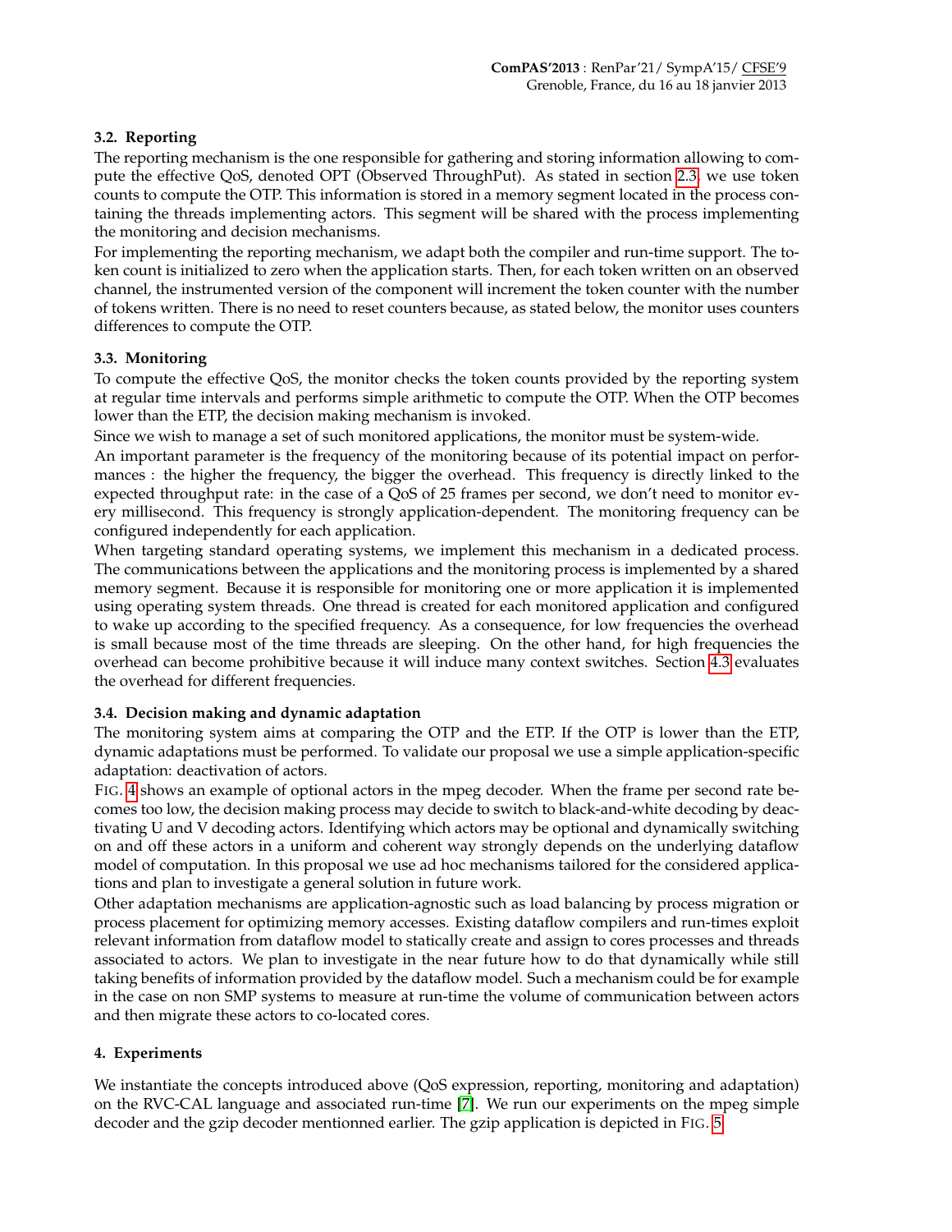### 3.2. Reporting

The reporting mechanism is the one responsible for gathering and storing information allowing to compute the effective QoS, denoted OPT (Observed ThroughPut). As stated in section 2.3, we use token counts to compute the OTP. This information is stored in a memory segment located in the process containing the threads implementing actors. This segment will be shared with the process implementing the monitoring and decision mechanisms.

For implementing the reporting mechanism, we adapt both the compiler and run-time support. The token count is initialized to zero when the application starts. Then, for each token written on an observed channel, the instrumented version of the component will increment the token counter with the number of tokens written. There is no need to reset counters because, as stated below, the monitor uses counters differences to compute the OTP.

### 3.3. Monitoring

To compute the effective QoS, the monitor checks the token counts provided by the reporting system at regular time intervals and performs simple arithmetic to compute the OTP. When the OTP becomes lower than the ETP, the decision making mechanism is invoked.

Since we wish to manage a set of such monitored applications, the monitor must be system-wide.

An important parameter is the frequency of the monitoring because of its potential impact on performances : the higher the frequency, the bigger the overhead. This frequency is directly linked to the expected throughput rate: in the case of a QoS of 25 frames per second, we don't need to monitor every millisecond. This frequency is strongly application-dependent. The monitoring frequency can be configured independently for each application.

When targeting standard operating systems, we implement this mechanism in a dedicated process. The communications between the applications and the monitoring process is implemented by a shared memory segment. Because it is responsible for monitoring one or more application it is implemented using operating system threads. One thread is created for each monitored application and configured to wake up according to the specified frequency. As a consequence, for low frequencies the overhead is small because most of the time threads are sleeping. On the other hand, for high frequencies the overhead can become prohibitive because it will induce many context switches. Section 4.3 evaluates the overhead for different frequencies.

### 3.4. Decision making and dynamic adaptation

The monitoring system aims at comparing the OTP and the ETP. If the OTP is lower than the ETP, dynamic adaptations must be performed. To validate our proposal we use a simple application-specific adaptation: deactivation of actors.

FIG. 4 shows an example of optional actors in the mpeg decoder. When the frame per second rate becomes too low, the decision making process may decide to switch to black-and-white decoding by deactivating U and V decoding actors. Identifying which actors may be optional and dynamically switching on and off these actors in a uniform and coherent way strongly depends on the underlying dataflow model of computation. In this proposal we use ad hoc mechanisms tailored for the considered applications and plan to investigate a general solution in future work.

Other adaptation mechanisms are application-agnostic such as load balancing by process migration or process placement for optimizing memory accesses. Existing dataflow compilers and run-times exploit relevant information from dataflow model to statically create and assign to cores processes and threads associated to actors. We plan to investigate in the near future how to do that dynamically while still taking benefits of information provided by the dataflow model. Such a mechanism could be for example in the case on non SMP systems to measure at run-time the volume of communication between actors and then migrate these actors to co-located cores.

## 4. Experiments

We instantiate the concepts introduced above (QoS expression, reporting, monitoring and adaptation) on the RVC-CAL language and associated run-time [7]. We run our experiments on the mpeg simple decoder and the gzip decoder mentionned earlier. The gzip application is depicted in FIG. 5.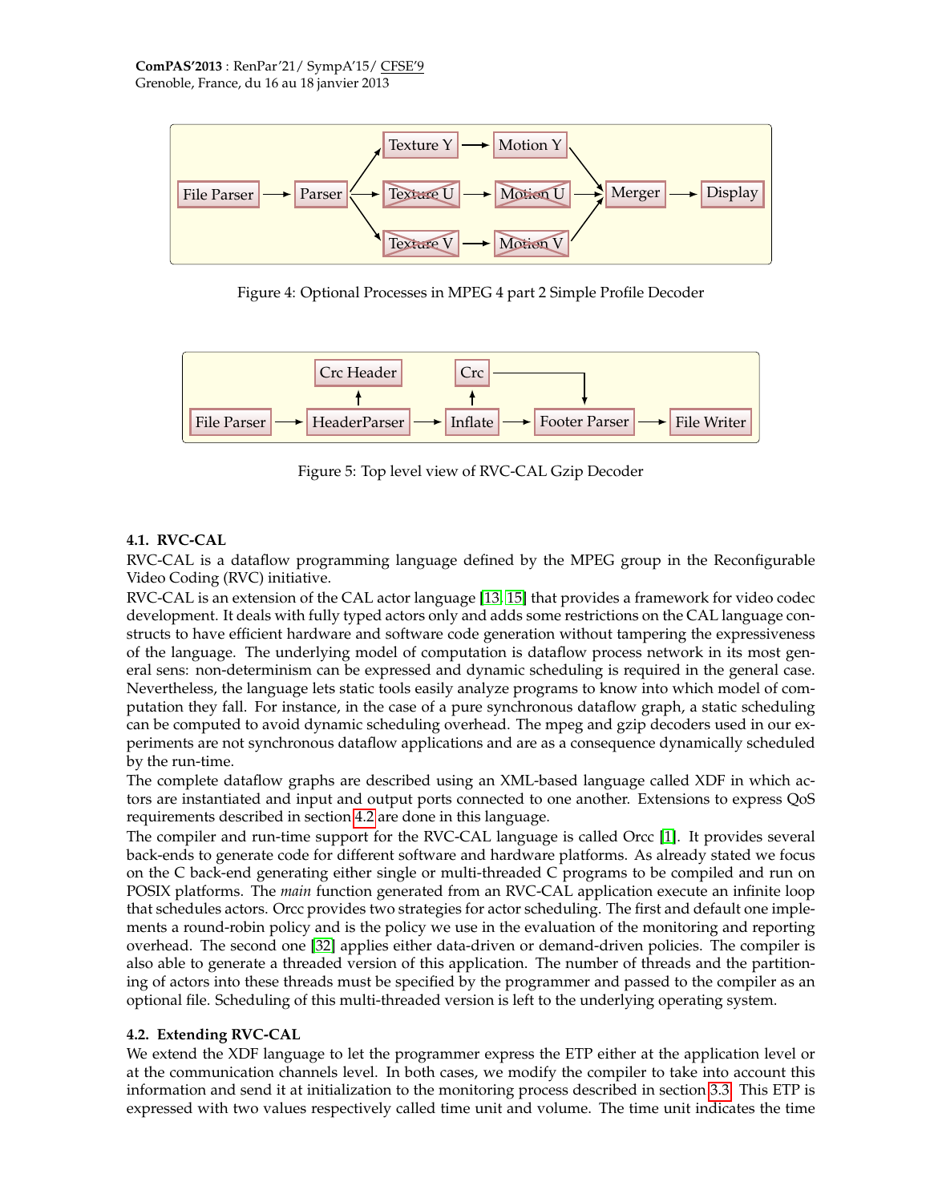Figure 4: Optional Processes in MPEG 4 part 2 Simple Profile Decoder

Figure 5: Top level view of RVC-CAL Gzip Decoder

### 4.1. RVC-CAL

RVC-CAL is a dataflow programming language defined by the MPEG group in the Reconfigurable Video Coding (RVC) initiative.

RVC-CAL is an extension of the CAL actor language [13, 15] that provides a framework for video codec development. It deals with fully typed actors only and adds some restrictions on the CAL language constructs to have efficient hardware and software code generation without tampering the expressiveness of the language. The underlying model of computation is dataflow process network in its most general sens: non-determinism can be expressed and dynamic scheduling is required in the general case. Nevertheless, the language lets static tools easily analyze programs to know into which model of computation they fall. For instance, in the case of a pure synchronous dataflow graph, a static scheduling can be computed to avoid dynamic scheduling overhead. The mpeg and gzip decoders used in our experiments are not synchronous dataflow applications and are as a consequence dynamically scheduled by the run-time.

The complete dataflow graphs are described using an XML-based language called XDF in which actors are instantiated and input and output ports connected to one another. Extensions to express QoS requirements described in section 4.2 are done in this language.

The compiler and run-time support for the RVC-CAL language is called Orcc [1]. It provides several back-ends to generate code for different software and hardware platforms. As already stated we focus on the C back-end generating either single or multi-threaded C programs to be compiled and run on POSIX platforms. The *main* function generated from an RVC-CAL application execute an infinite loop that schedules actors. Orcc provides two strategies for actor scheduling. The first and default one implements a round-robin policy and is the policy we use in the evaluation of the monitoring and reporting overhead. The second one [32] applies either data-driven or demand-driven policies. The compiler is also able to generate a threaded version of this application. The number of threads and the partitioning of actors into these threads must be specified by the programmer and passed to the compiler as an optional file. Scheduling of this multi-threaded version is left to the underlying operating system.

### 4.2. Extending RVC-CAL

We extend the XDF language to let the programmer express the ETP either at the application level or at the communication channels level. In both cases, we modify the compiler to take into account this information and send it at initialization to the monitoring process described in section 3.3. This ETP is expressed with two values respectively called time unit and volume. The time unit indicates the time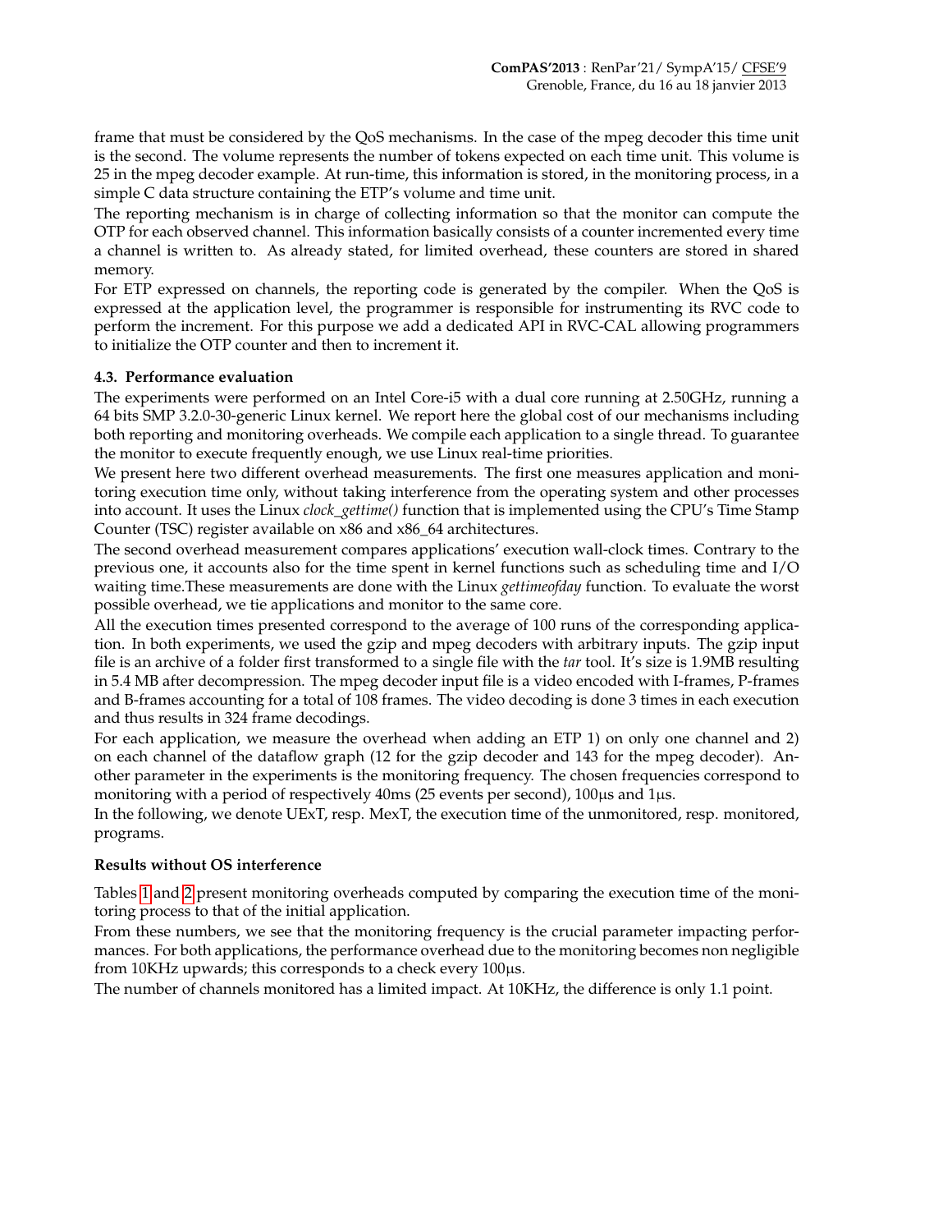frame that must be considered by the QoS mechanisms. In the case of the mpeg decoder this time unit is the second. The volume represents the number of tokens expected on each time unit. This volume is 25 in the mpeg decoder example. At run-time, this information is stored, in the monitoring process, in a simple C data structure containing the ETP's volume and time unit.

The reporting mechanism is in charge of collecting information so that the monitor can compute the OTP for each observed channel. This information basically consists of a counter incremented every time a channel is written to. As already stated, for limited overhead, these counters are stored in shared memory.

For ETP expressed on channels, the reporting code is generated by the compiler. When the QoS is expressed at the application level, the programmer is responsible for instrumenting its RVC code to perform the increment. For this purpose we add a dedicated API in RVC-CAL allowing programmers to initialize the OTP counter and then to increment it.

### 4.3. Performance evaluation

The experiments were performed on an Intel Core-i5 with a dual core running at 2.50GHz, running a 64 bits SMP 3.2.0-30-generic Linux kernel. We report here the global cost of our mechanisms including both reporting and monitoring overheads. We compile each application to a single thread. To guarantee the monitor to execute frequently enough, we use Linux real-time priorities.

We present here two different overhead measurements. The first one measures application and monitoring execution time only, without taking interference from the operating system and other processes into account. It uses the Linux *clock_gettime()* function that is implemented using the CPU's Time Stamp Counter (TSC) register available on x86 and x86_64 architectures.

The second overhead measurement compares applications' execution wall-clock times. Contrary to the previous one, it accounts also for the time spent in kernel functions such as scheduling time and I/O waiting time.These measurements are done with the Linux *gettimeofday* function. To evaluate the worst possible overhead, we tie applications and monitor to the same core.

All the execution times presented correspond to the average of 100 runs of the corresponding application. In both experiments, we used the gzip and mpeg decoders with arbitrary inputs. The gzip input file is an archive of a folder first transformed to a single file with the *tar* tool. It's size is 1.9MB resulting in 5.4 MB after decompression. The mpeg decoder input file is a video encoded with I-frames, P-frames and B-frames accounting for a total of 108 frames. The video decoding is done 3 times in each execution and thus results in 324 frame decodings.

For each application, we measure the overhead when adding an ETP 1) on only one channel and 2) on each channel of the dataflow graph (12 for the gzip decoder and 143 for the mpeg decoder). Another parameter in the experiments is the monitoring frequency. The chosen frequencies correspond to monitoring with a period of respectively 40ms (25 events per second), 100µs and 1µs.

In the following, we denote UExT, resp. MexT, the execution time of the unmonitored, resp. monitored, programs.

#### Results without OS interference

Tables 1 and 2 present monitoring overheads computed by comparing the execution time of the monitoring process to that of the initial application.

From these numbers, we see that the monitoring frequency is the crucial parameter impacting performances. For both applications, the performance overhead due to the monitoring becomes non negligible from 10KHz upwards; this corresponds to a check every 100µs.

The number of channels monitored has a limited impact. At 10KHz, the difference is only 1.1 point.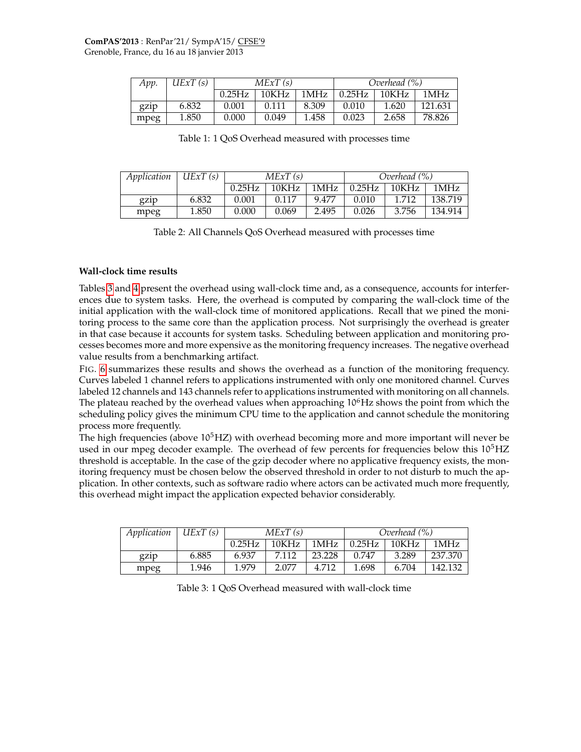| *App.* | *UExT (s)* | *MExT (s)* | | | *Overhead (%)* | | |
|---|---|---|---|---|---|---|---|
| | | 0.25Hz | 10KHz | 1MHz | 0.25Hz | 10KHz | 1MHz |
| gzip | 6.832 | 0.001 | 0.111 | 8.309 | 0.010 | 1.620 | 121.631 |
| mpeg | 1.850 | 0.000 | 0.049 | 1.458 | 0.023 | 2.658 | 78.826 |

Table 1: 1 QoS Overhead measured with processes time

| *Application* | *UExT (s)* | *MExT (s)* | | | *Overhead (%)* | | |
|---|---|---|---|---|---|---|---|
| | | 0.25Hz | 10KHz | 1MHz | 0.25Hz | 10KHz | 1MHz |
| gzip | 6.832 | 0.001 | 0.117 | 9.477 | 0.010 | 1.712 | 138.719 |
| mpeg | 1.850 | 0.000 | 0.069 | 2.495 | 0.026 | 3.756 | 134.914 |

Table 2: All Channels QoS Overhead measured with processes time

### Wall-clock time results

Tables 3 and 4 present the overhead using wall-clock time and, as a consequence, accounts for interferences due to system tasks. Here, the overhead is computed by comparing the wall-clock time of the initial application with the wall-clock time of monitored applications. Recall that we pined the monitoring process to the same core than the application process. Not surprisingly the overhead is greater in that case because it accounts for system tasks. Scheduling between application and monitoring processes becomes more and more expensive as the monitoring frequency increases. The negative overhead value results from a benchmarking artifact.

FIG. 6 summarizes these results and shows the overhead as a function of the monitoring frequency. Curves labeled 1 channel refers to applications instrumented with only one monitored channel. Curves labeled 12 channels and 143 channels refer to applications instrumented with monitoring on all channels. The plateau reached by the overhead values when approaching $10^6$Hz shows the point from which the scheduling policy gives the minimum CPU time to the application and cannot schedule the monitoring process more frequently.

The high frequencies (above $10^5$HZ) with overhead becoming more and more important will never be used in our mpeg decoder example. The overhead of few percents for frequencies below this $10^5$HZ threshold is acceptable. In the case of the gzip decoder where no applicative frequency exists, the monitoring frequency must be chosen below the observed threshold in order to not disturb to much the application. In other contexts, such as software radio where actors can be activated much more frequently, this overhead might impact the application expected behavior considerably.

| *Application* | *UExT (s)* | *MExT (s)* | | | *Overhead (%)* | | |
|---|---|---|---|---|---|---|---|
| | | 0.25Hz | 10KHz | 1MHz | 0.25Hz | 10KHz | 1MHz |
| gzip | 6.885 | 6.937 | 7.112 | 23.228 | 0.747 | 3.289 | 237.370 |
| mpeg | 1.946 | 1.979 | 2.077 | 4.712 | 1.698 | 6.704 | 142.132 |

Table 3: 1 QoS Overhead measured with wall-clock time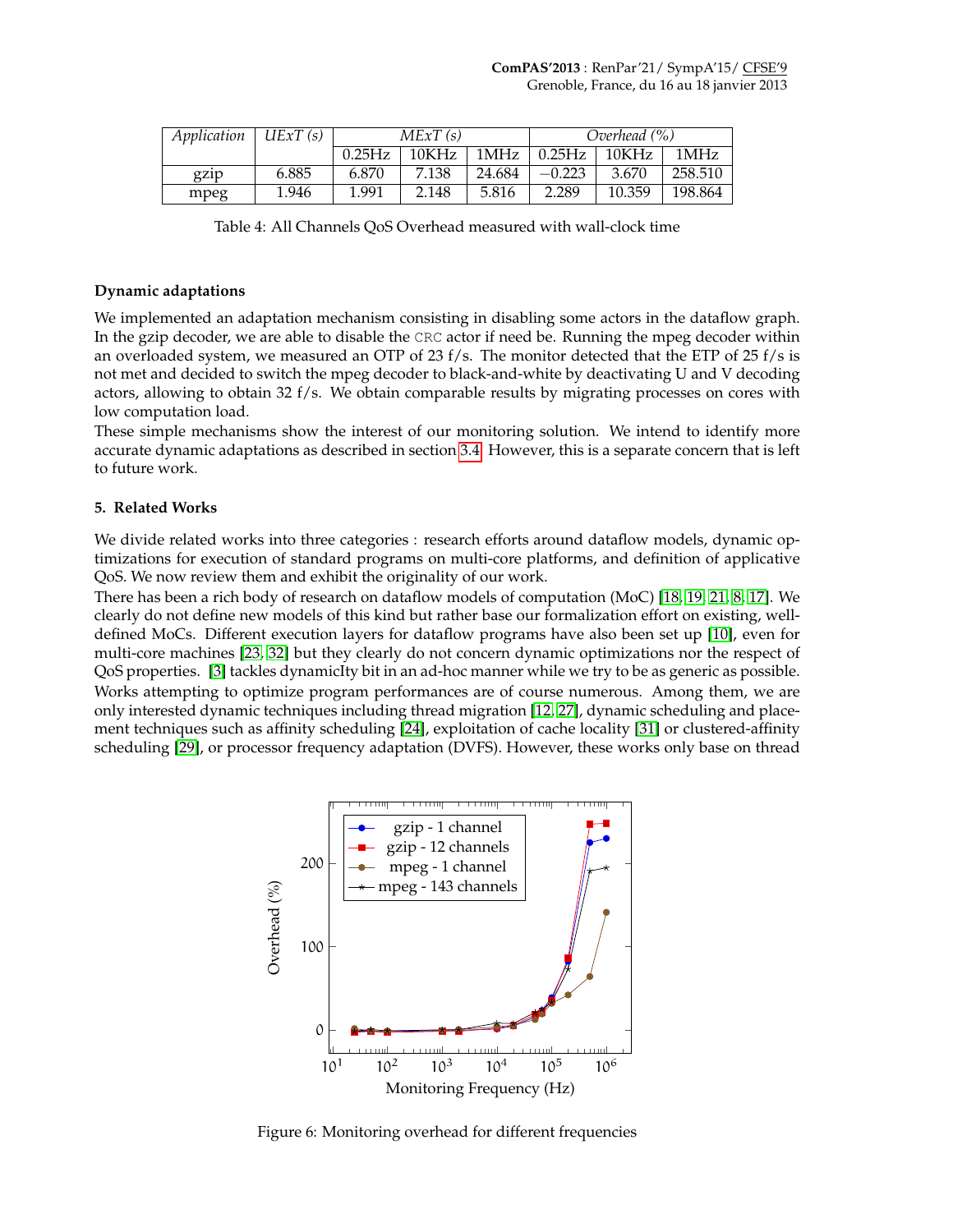| *Application* | *UExT (s)* | *MExT (s)* | | | *Overhead (%)* | | |
|---|---|---|---|---|---|---|---|
| | | 0.25Hz | 10KHz | 1MHz | 0.25Hz | 10KHz | 1MHz |
| gzip | 6.885 | 6.870 | 7.138 | 24.684 | −0.223 | 3.670 | 258.510 |
| mpeg | 1.946 | 1.991 | 2.148 | 5.816 | 2.289 | 10.359 | 198.864 |

Table 4: All Channels QoS Overhead measured with wall-clock time

**Dynamic adaptations**

We implemented an adaptation mechanism consisting in disabling some actors in the dataflow graph. In the gzip decoder, we are able to disable the CRC actor if need be. Running the mpeg decoder within an overloaded system, we measured an OTP of 23 f/s. The monitor detected that the ETP of 25 f/s is not met and decided to switch the mpeg decoder to black-and-white by deactivating U and V decoding actors, allowing to obtain 32 f/s. We obtain comparable results by migrating processes on cores with low computation load.

These simple mechanisms show the interest of our monitoring solution. We intend to identify more accurate dynamic adaptations as described in section 3.4. However, this is a separate concern that is left to future work.

## 5. Related Works

We divide related works into three categories : research efforts around dataflow models, dynamic optimizations for execution of standard programs on multi-core platforms, and definition of applicative QoS. We now review them and exhibit the originality of our work.

There has been a rich body of research on dataflow models of computation (MoC) [18, 19, 21, 8, 17]. We clearly do not define new models of this kind but rather base our formalization effort on existing, well-defined MoCs. Different execution layers for dataflow programs have also been set up [10], even for multi-core machines [23, 32] but they clearly do not concern dynamic optimizations nor the respect of QoS properties. [3] tackles dynamicIty bit in an ad-hoc manner while we try to be as generic as possible.

Works attempting to optimize program performances are of course numerous. Among them, we are only interested dynamic techniques including thread migration [12, 27], dynamic scheduling and placement techniques such as affinity scheduling [24], exploitation of cache locality [31] or clustered-affinity scheduling [29], or processor frequency adaptation (DVFS). However, these works only base on thread

Figure 6: Monitoring overhead for different frequencies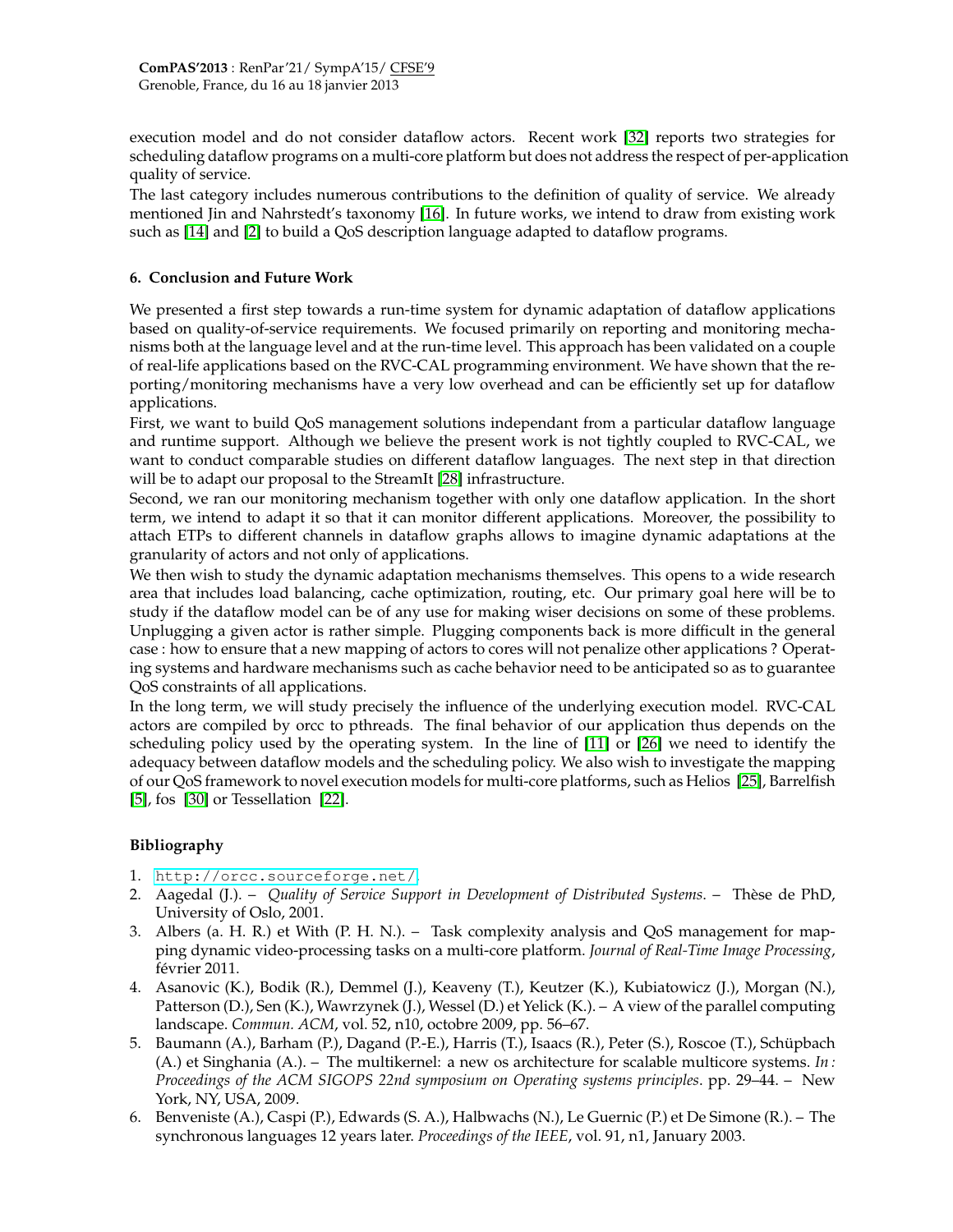execution model and do not consider dataflow actors. Recent work [32] reports two strategies for scheduling dataflow programs on a multi-core platform but does not address the respect of per-application quality of service.

The last category includes numerous contributions to the definition of quality of service. We already mentioned Jin and Nahrstedt's taxonomy [16]. In future works, we intend to draw from existing work such as [14] and [2] to build a QoS description language adapted to dataflow programs.

## 6. Conclusion and Future Work

We presented a first step towards a run-time system for dynamic adaptation of dataflow applications based on quality-of-service requirements. We focused primarily on reporting and monitoring mechanisms both at the language level and at the run-time level. This approach has been validated on a couple of real-life applications based on the RVC-CAL programming environment. We have shown that the reporting/monitoring mechanisms have a very low overhead and can be efficiently set up for dataflow applications.

First, we want to build QoS management solutions independant from a particular dataflow language and runtime support. Although we believe the present work is not tightly coupled to RVC-CAL, we want to conduct comparable studies on different dataflow languages. The next step in that direction will be to adapt our proposal to the StreamIt [28] infrastructure.

Second, we ran our monitoring mechanism together with only one dataflow application. In the short term, we intend to adapt it so that it can monitor different applications. Moreover, the possibility to attach ETPs to different channels in dataflow graphs allows to imagine dynamic adaptations at the granularity of actors and not only of applications.

We then wish to study the dynamic adaptation mechanisms themselves. This opens to a wide research area that includes load balancing, cache optimization, routing, etc. Our primary goal here will be to study if the dataflow model can be of any use for making wiser decisions on some of these problems. Unplugging a given actor is rather simple. Plugging components back is more difficult in the general case : how to ensure that a new mapping of actors to cores will not penalize other applications ? Operating systems and hardware mechanisms such as cache behavior need to be anticipated so as to guarantee QoS constraints of all applications.

In the long term, we will study precisely the influence of the underlying execution model. RVC-CAL actors are compiled by orcc to pthreads. The final behavior of our application thus depends on the scheduling policy used by the operating system. In the line of [11] or [26] we need to identify the adequacy between dataflow models and the scheduling policy. We also wish to investigate the mapping of our QoS framework to novel execution models for multi-core platforms, such as Helios [25], Barrelfish [5], fos [30] or Tessellation [22].

## Bibliography

1. http://orcc.sourceforge.net/.
2. Aagedal (J.). – *Quality of Service Support in Development of Distributed Systems*. – Thèse de PhD, University of Oslo, 2001.
3. Albers (a. H. R.) et With (P. H. N.). – Task complexity analysis and QoS management for mapping dynamic video-processing tasks on a multi-core platform. *Journal of Real-Time Image Processing*, février 2011.
4. Asanovic (K.), Bodik (R.), Demmel (J.), Keaveny (T.), Keutzer (K.), Kubiatowicz (J.), Morgan (N.), Patterson (D.), Sen (K.), Wawrzynek (J.), Wessel (D.) et Yelick (K.). – A view of the parallel computing landscape. *Commun. ACM*, vol. 52, n10, octobre 2009, pp. 56–67.
5. Baumann (A.), Barham (P.), Dagand (P.-E.), Harris (T.), Isaacs (R.), Peter (S.), Roscoe (T.), Schüpbach (A.) et Singhania (A.). – The multikernel: a new os architecture for scalable multicore systems. *In : Proceedings of the ACM SIGOPS 22nd symposium on Operating systems principles*. pp. 29–44. – New York, NY, USA, 2009.
6. Benveniste (A.), Caspi (P.), Edwards (S. A.), Halbwachs (N.), Le Guernic (P.) et De Simone (R.). – The synchronous languages 12 years later. *Proceedings of the IEEE*, vol. 91, n1, January 2003.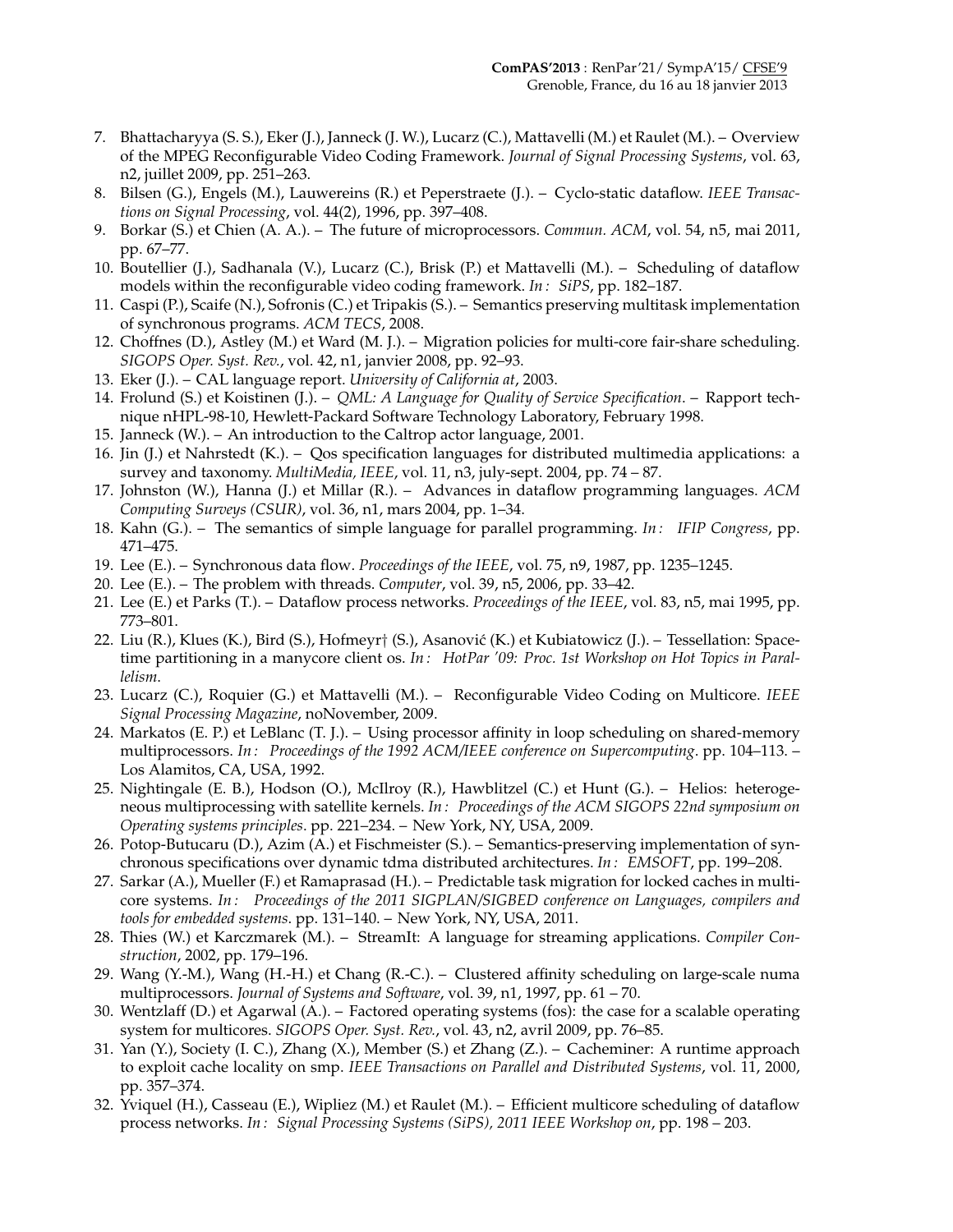7. Bhattacharyya (S. S.), Eker (J.), Janneck (J. W.), Lucarz (C.), Mattavelli (M.) et Raulet (M.). – Overview of the MPEG Reconfigurable Video Coding Framework. *Journal of Signal Processing Systems*, vol. 63, n2, juillet 2009, pp. 251–263.
8. Bilsen (G.), Engels (M.), Lauwereins (R.) et Peperstraete (J.). – Cyclo-static dataflow. *IEEE Transactions on Signal Processing*, vol. 44(2), 1996, pp. 397–408.
9. Borkar (S.) et Chien (A. A.). – The future of microprocessors. *Commun. ACM*, vol. 54, n5, mai 2011, pp. 67–77.
10. Boutellier (J.), Sadhanala (V.), Lucarz (C.), Brisk (P.) et Mattavelli (M.). – Scheduling of dataflow models within the reconfigurable video coding framework. *In : SiPS*, pp. 182–187.
11. Caspi (P.), Scaife (N.), Sofronis (C.) et Tripakis (S.). – Semantics preserving multitask implementation of synchronous programs. *ACM TECS*, 2008.
12. Choffnes (D.), Astley (M.) et Ward (M. J.). – Migration policies for multi-core fair-share scheduling. *SIGOPS Oper. Syst. Rev.*, vol. 42, n1, janvier 2008, pp. 92–93.
13. Eker (J.). – CAL language report. *University of California at*, 2003.
14. Frolund (S.) et Koistinen (J.). – *QML: A Language for Quality of Service Specification*. – Rapport technique nHPL-98-10, Hewlett-Packard Software Technology Laboratory, February 1998.
15. Janneck (W.). – An introduction to the Caltrop actor language, 2001.
16. Jin (J.) et Nahrstedt (K.). – Qos specification languages for distributed multimedia applications: a survey and taxonomy. *MultiMedia, IEEE*, vol. 11, n3, july-sept. 2004, pp. 74 – 87.
17. Johnston (W.), Hanna (J.) et Millar (R.). – Advances in dataflow programming languages. *ACM Computing Surveys (CSUR)*, vol. 36, n1, mars 2004, pp. 1–34.
18. Kahn (G.). – The semantics of simple language for parallel programming. *In : IFIP Congress*, pp. 471–475.
19. Lee (E.). – Synchronous data flow. *Proceedings of the IEEE*, vol. 75, n9, 1987, pp. 1235–1245.
20. Lee (E.). – The problem with threads. *Computer*, vol. 39, n5, 2006, pp. 33–42.
21. Lee (E.) et Parks (T.). – Dataflow process networks. *Proceedings of the IEEE*, vol. 83, n5, mai 1995, pp. 773–801.
22. Liu (R.), Klues (K.), Bird (S.), Hofmeyr† (S.), Asanović (K.) et Kubiatowicz (J.). – Tessellation: Space-time partitioning in a manycore client os. *In : HotPar '09: Proc. 1st Workshop on Hot Topics in Parallelism*.
23. Lucarz (C.), Roquier (G.) et Mattavelli (M.). – Reconfigurable Video Coding on Multicore. *IEEE Signal Processing Magazine*, noNovember, 2009.
24. Markatos (E. P.) et LeBlanc (T. J.). – Using processor affinity in loop scheduling on shared-memory multiprocessors. *In : Proceedings of the 1992 ACM/IEEE conference on Supercomputing*. pp. 104–113. – Los Alamitos, CA, USA, 1992.
25. Nightingale (E. B.), Hodson (O.), McIlroy (R.), Hawblitzel (C.) et Hunt (G.). – Helios: heterogeneous multiprocessing with satellite kernels. *In : Proceedings of the ACM SIGOPS 22nd symposium on Operating systems principles*. pp. 221–234. – New York, NY, USA, 2009.
26. Potop-Butucaru (D.), Azim (A.) et Fischmeister (S.). – Semantics-preserving implementation of synchronous specifications over dynamic tdma distributed architectures. *In : EMSOFT*, pp. 199–208.
27. Sarkar (A.), Mueller (F.) et Ramaprasad (H.). – Predictable task migration for locked caches in multicore systems. *In : Proceedings of the 2011 SIGPLAN/SIGBED conference on Languages, compilers and tools for embedded systems*. pp. 131–140. – New York, NY, USA, 2011.
28. Thies (W.) et Karczmarek (M.). – StreamIt: A language for streaming applications. *Compiler Construction*, 2002, pp. 179–196.
29. Wang (Y.-M.), Wang (H.-H.) et Chang (R.-C.). – Clustered affinity scheduling on large-scale numa multiprocessors. *Journal of Systems and Software*, vol. 39, n1, 1997, pp. 61 – 70.
30. Wentzlaff (D.) et Agarwal (A.). – Factored operating systems (fos): the case for a scalable operating system for multicores. *SIGOPS Oper. Syst. Rev.*, vol. 43, n2, avril 2009, pp. 76–85.
31. Yan (Y.), Society (I. C.), Zhang (X.), Member (S.) et Zhang (Z.). – Cacheminer: A runtime approach to exploit cache locality on smp. *IEEE Transactions on Parallel and Distributed Systems*, vol. 11, 2000, pp. 357–374.
32. Yviquel (H.), Casseau (E.), Wipliez (M.) et Raulet (M.). – Efficient multicore scheduling of dataflow process networks. *In : Signal Processing Systems (SiPS), 2011 IEEE Workshop on*, pp. 198 – 203.